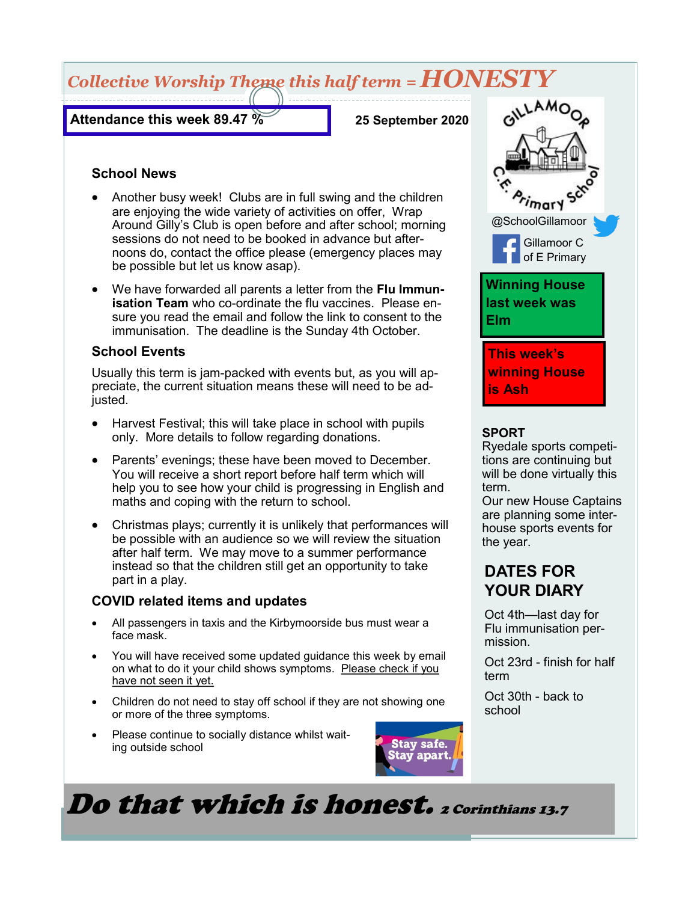# *Collective Worship Theme this half term = HONESTY*

**Attendance this week 89.47 %**

**25 September 2020**

## School News

- Another busy week! Clubs are in full swing and the children are enjoying the wide variety of activities on offer, Wrap Around Gilly's Club is open before and after school; morning sessions do not need to be booked in advance but afternoons do, contact the office please (emergency places may be possible but let us know asap).
- We have forwarded all parents a letter from the **Flu Immunisation Team** who co-ordinate the flu vaccines. Please ensure you read the email and follow the link to consent to the immunisation. The deadline is the Sunday 4th October.

## School Events

Usually this term is jam-packed with events but, as you will appreciate, the current situation means these will need to be adjusted.

- Harvest Festival; this will take place in school with pupils only. More details to follow regarding donations.
- Parents' evenings; these have been moved to December. You will receive a short report before half term which will help you to see how your child is progressing in English and maths and coping with the return to school.
- Christmas plays; currently it is unlikely that performances will be possible with an audience so we will review the situation after half term. We may move to a summer performance instead so that the children still get an opportunity to take part in a play.

## COVID related items and updates

- All passengers in taxis and the Kirbymoorside bus must wear a face mask.
- You will have received some updated guidance this week by email on what to do it your child shows symptoms. Please check if you have not seen it yet.
- Children do not need to stay off school if they are not showing one or more of the three symptoms.
- Please continue to socially distance whilst waiting outside school

Stay safe. Stay apart.

Gillamoor C.E. Primary School

@SchoolGillamoor

Gillamoor C of E Primary

**Winning House last week was Elm**

**This week's winning House is Ash**

## SPORT

Ryedale sports competitions are continuing but will be done virtually this term.
Our new House Captains are planning some inter-house sports events for the year.

## DATES FOR YOUR DIARY

Oct 4th—last day for Flu immunisation permission.

Oct 23rd - finish for half term

Oct 30th - back to school

***Do that which is honest.*** *2 Corinthians 13.7*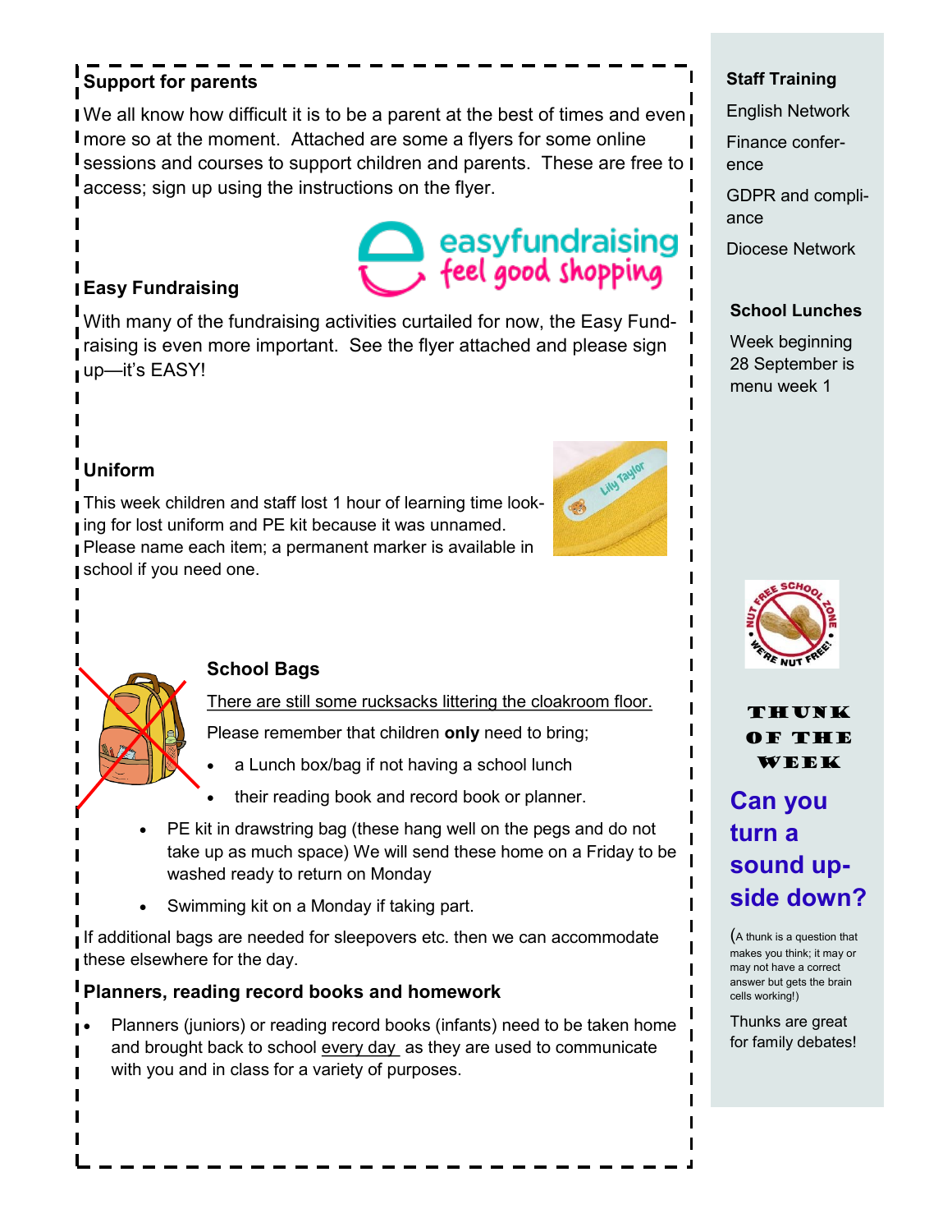## Support for parents

We all know how difficult it is to be a parent at the best of times and even more so at the moment. Attached are some a flyers for some online sessions and courses to support children and parents. These are free to access; sign up using the instructions on the flyer.

## Easy Fundraising

easyfundraising feel good shopping

With many of the fundraising activities curtailed for now, the Easy Fundraising is even more important. See the flyer attached and please sign up—it's EASY!

## Uniform

This week children and staff lost 1 hour of learning time looking for lost uniform and PE kit because it was unnamed. Please name each item; a permanent marker is available in school if you need one.

## School Bags

There are still some rucksacks littering the cloakroom floor.

Please remember that children **only** need to bring;

- a Lunch box/bag if not having a school lunch
- their reading book and record book or planner.
- PE kit in drawstring bag (these hang well on the pegs and do not take up as much space) We will send these home on a Friday to be washed ready to return on Monday
- Swimming kit on a Monday if taking part.

If additional bags are needed for sleepovers etc. then we can accommodate these elsewhere for the day.

## Planners, reading record books and homework

- Planners (juniors) or reading record books (infants) need to be taken home and brought back to school every day as they are used to communicate with you and in class for a variety of purposes.

## Staff Training

English Network

Finance conference

GDPR and compliance

Diocese Network

## School Lunches

Week beginning 28 September is menu week 1

## THUNK OF THE WEEK

**Can you turn a sound upside down?**

(A thunk is a question that makes you think; it may or may not have a correct answer but gets the brain cells working!)

Thunks are great for family debates!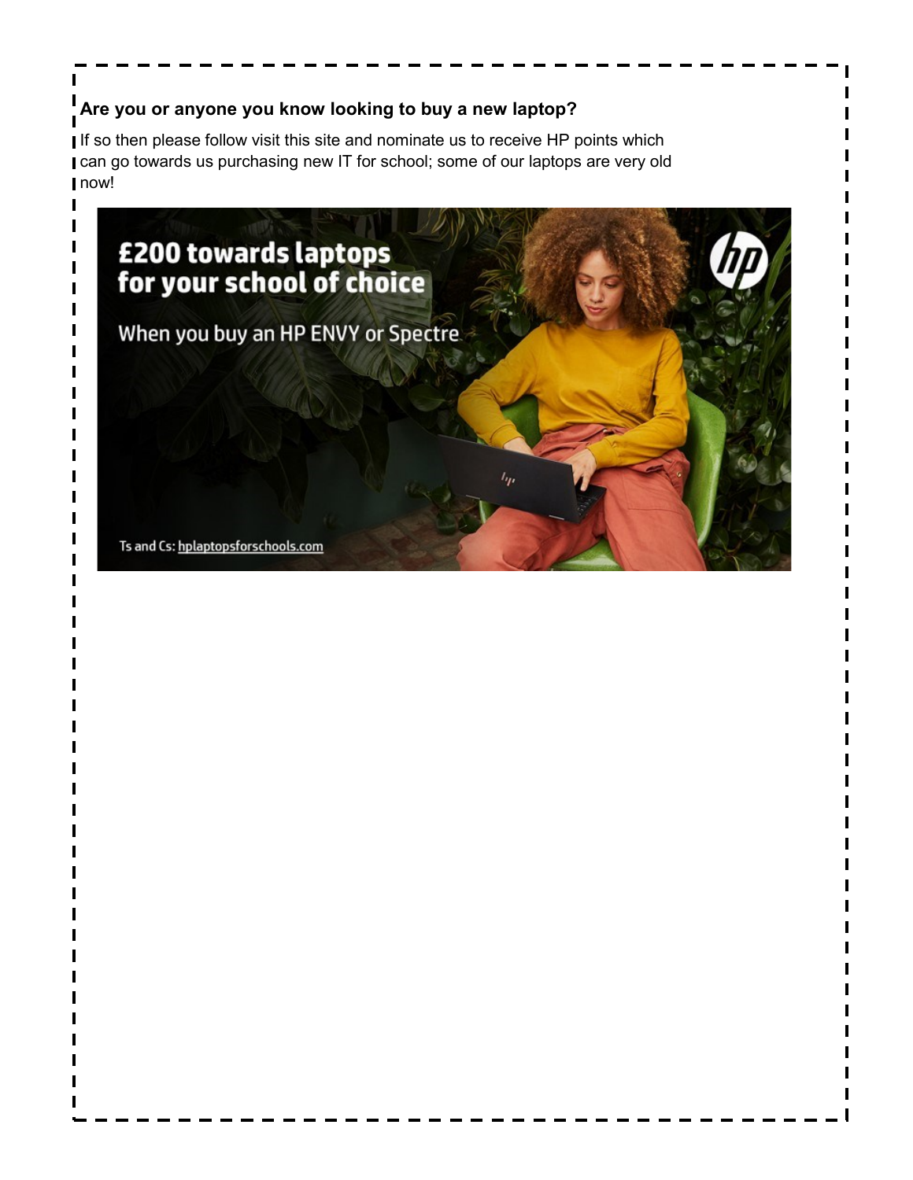**Are you or anyone you know looking to buy a new laptop?**

If so then please follow visit this site and nominate us to receive HP points which can go towards us purchasing new IT for school; some of our laptops are very old now!

£200 towards laptops for your school of choice

When you buy an HP ENVY or Spectre

Ts and Cs: hplaptopsforschools.com